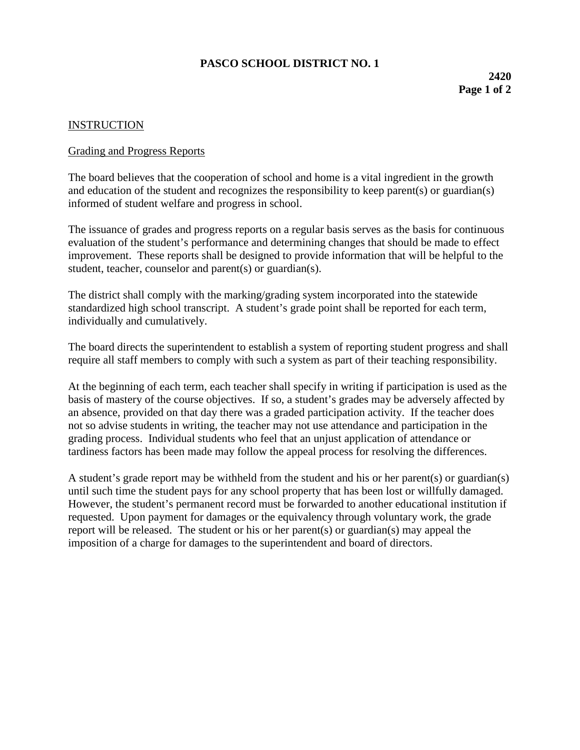# PASCO SCHOOL DISTRICT NO. 1

**2420**

## INSTRUCTION

### Grading and Progress Reports

The board believes that the cooperation of school and home is a vital ingredient in the growth and education of the student and recognizes the responsibility to keep parent(s) or guardian(s) informed of student welfare and progress in school.

The issuance of grades and progress reports on a regular basis serves as the basis for continuous evaluation of the student's performance and determining changes that should be made to effect improvement. These reports shall be designed to provide information that will be helpful to the student, teacher, counselor and parent(s) or guardian(s).

The district shall comply with the marking/grading system incorporated into the statewide standardized high school transcript. A student's grade point shall be reported for each term, individually and cumulatively.

The board directs the superintendent to establish a system of reporting student progress and shall require all staff members to comply with such a system as part of their teaching responsibility.

At the beginning of each term, each teacher shall specify in writing if participation is used as the basis of mastery of the course objectives. If so, a student's grades may be adversely affected by an absence, provided on that day there was a graded participation activity. If the teacher does not so advise students in writing, the teacher may not use attendance and participation in the grading process. Individual students who feel that an unjust application of attendance or tardiness factors has been made may follow the appeal process for resolving the differences.

A student's grade report may be withheld from the student and his or her parent(s) or guardian(s) until such time the student pays for any school property that has been lost or willfully damaged. However, the student's permanent record must be forwarded to another educational institution if requested. Upon payment for damages or the equivalency through voluntary work, the grade report will be released. The student or his or her parent(s) or guardian(s) may appeal the imposition of a charge for damages to the superintendent and board of directors.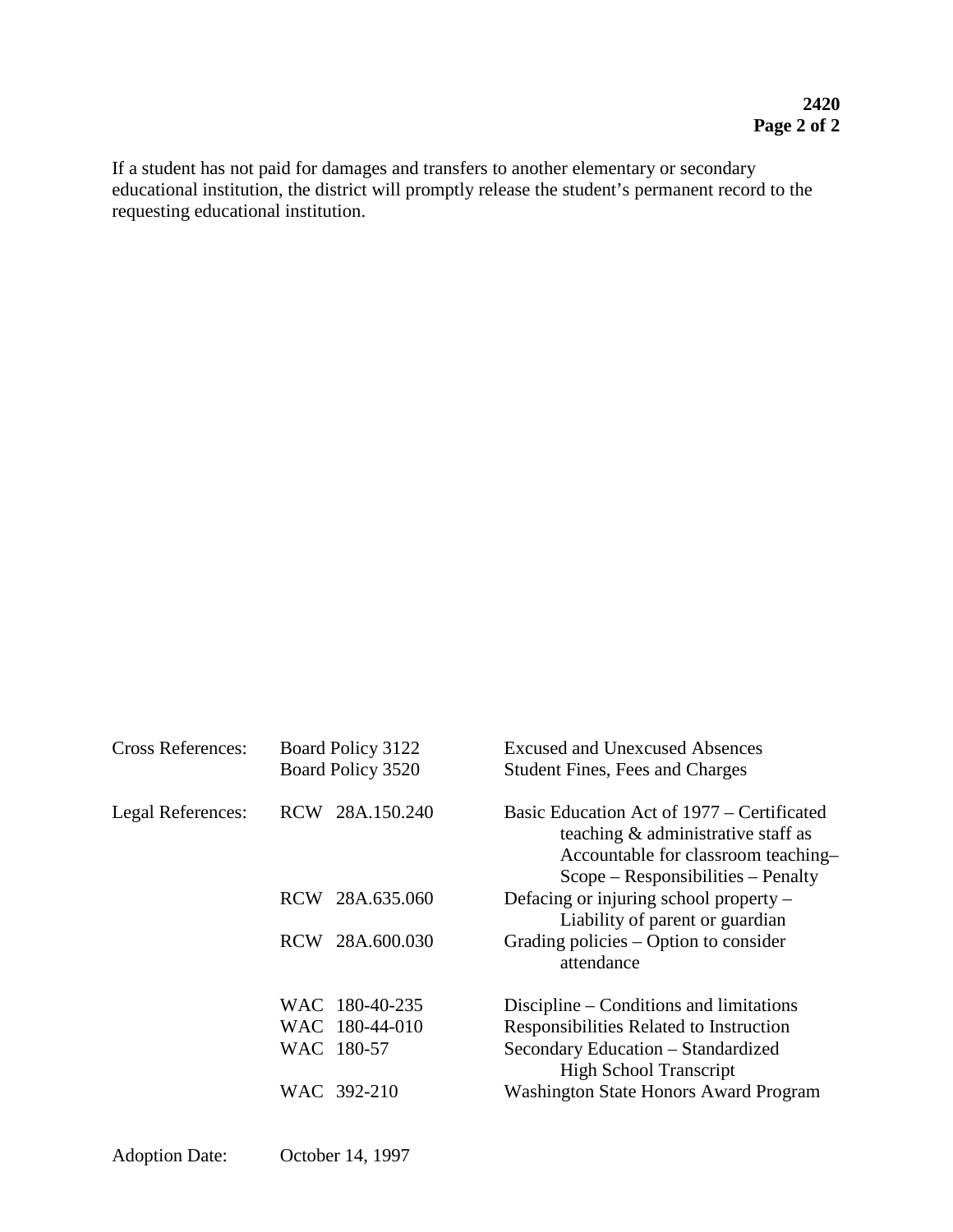If a student has not paid for damages and transfers to another elementary or secondary educational institution, the district will promptly release the student's permanent record to the requesting educational institution.

| | | |
|---|---|---|
| Cross References: | Board Policy 3122 | Excused and Unexcused Absences |
| | Board Policy 3520 | Student Fines, Fees and Charges |
| Legal References: | RCW 28A.150.240 | Basic Education Act of 1977 – Certificated teaching & administrative staff as Accountable for classroom teaching– Scope – Responsibilities – Penalty |
| | RCW 28A.635.060 | Defacing or injuring school property – Liability of parent or guardian |
| | RCW 28A.600.030 | Grading policies – Option to consider attendance |
| | WAC 180-40-235 | Discipline – Conditions and limitations |
| | WAC 180-44-010 | Responsibilities Related to Instruction |
| | WAC 180-57 | Secondary Education – Standardized High School Transcript |
| | WAC 392-210 | Washington State Honors Award Program |

Adoption Date: October 14, 1997